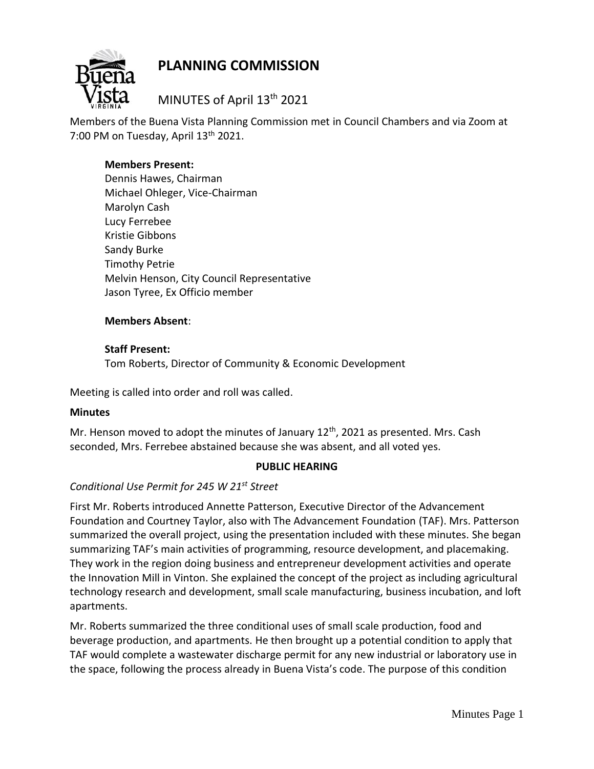# PLANNING COMMISSION

MINUTES of April 13th 2021

Members of the Buena Vista Planning Commission met in Council Chambers and via Zoom at 7:00 PM on Tuesday, April 13th 2021.

**Members Present:**
Dennis Hawes, Chairman
Michael Ohleger, Vice-Chairman
Marolyn Cash
Lucy Ferrebee
Kristie Gibbons
Sandy Burke
Timothy Petrie
Melvin Henson, City Council Representative
Jason Tyree, Ex Officio member

**Members Absent**:

**Staff Present:**
Tom Roberts, Director of Community & Economic Development

Meeting is called into order and roll was called.

**Minutes**

Mr. Henson moved to adopt the minutes of January 12th, 2021 as presented. Mrs. Cash seconded, Mrs. Ferrebee abstained because she was absent, and all voted yes.

**PUBLIC HEARING**

*Conditional Use Permit for 245 W 21st Street*

First Mr. Roberts introduced Annette Patterson, Executive Director of the Advancement Foundation and Courtney Taylor, also with The Advancement Foundation (TAF). Mrs. Patterson summarized the overall project, using the presentation included with these minutes. She began summarizing TAF's main activities of programming, resource development, and placemaking. They work in the region doing business and entrepreneur development activities and operate the Innovation Mill in Vinton. She explained the concept of the project as including agricultural technology research and development, small scale manufacturing, business incubation, and loft apartments.

Mr. Roberts summarized the three conditional uses of small scale production, food and beverage production, and apartments. He then brought up a potential condition to apply that TAF would complete a wastewater discharge permit for any new industrial or laboratory use in the space, following the process already in Buena Vista's code. The purpose of this condition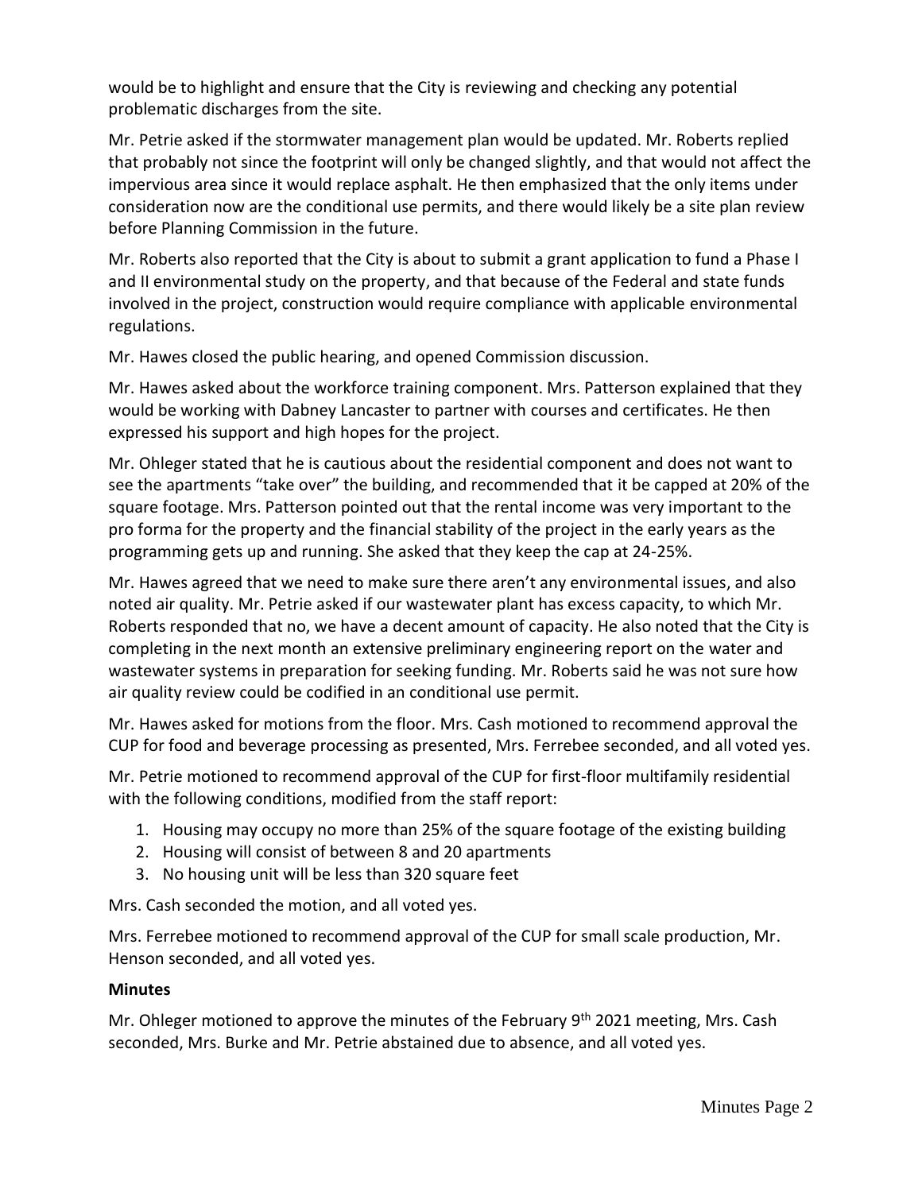would be to highlight and ensure that the City is reviewing and checking any potential problematic discharges from the site.

Mr. Petrie asked if the stormwater management plan would be updated. Mr. Roberts replied that probably not since the footprint will only be changed slightly, and that would not affect the impervious area since it would replace asphalt. He then emphasized that the only items under consideration now are the conditional use permits, and there would likely be a site plan review before Planning Commission in the future.

Mr. Roberts also reported that the City is about to submit a grant application to fund a Phase I and II environmental study on the property, and that because of the Federal and state funds involved in the project, construction would require compliance with applicable environmental regulations.

Mr. Hawes closed the public hearing, and opened Commission discussion.

Mr. Hawes asked about the workforce training component. Mrs. Patterson explained that they would be working with Dabney Lancaster to partner with courses and certificates. He then expressed his support and high hopes for the project.

Mr. Ohleger stated that he is cautious about the residential component and does not want to see the apartments "take over" the building, and recommended that it be capped at 20% of the square footage. Mrs. Patterson pointed out that the rental income was very important to the pro forma for the property and the financial stability of the project in the early years as the programming gets up and running. She asked that they keep the cap at 24-25%.

Mr. Hawes agreed that we need to make sure there aren't any environmental issues, and also noted air quality. Mr. Petrie asked if our wastewater plant has excess capacity, to which Mr. Roberts responded that no, we have a decent amount of capacity. He also noted that the City is completing in the next month an extensive preliminary engineering report on the water and wastewater systems in preparation for seeking funding. Mr. Roberts said he was not sure how air quality review could be codified in an conditional use permit.

Mr. Hawes asked for motions from the floor. Mrs. Cash motioned to recommend approval the CUP for food and beverage processing as presented, Mrs. Ferrebee seconded, and all voted yes.

Mr. Petrie motioned to recommend approval of the CUP for first-floor multifamily residential with the following conditions, modified from the staff report:

1. Housing may occupy no more than 25% of the square footage of the existing building
2. Housing will consist of between 8 and 20 apartments
3. No housing unit will be less than 320 square feet

Mrs. Cash seconded the motion, and all voted yes.

Mrs. Ferrebee motioned to recommend approval of the CUP for small scale production, Mr. Henson seconded, and all voted yes.

**Minutes**

Mr. Ohleger motioned to approve the minutes of the February 9th 2021 meeting, Mrs. Cash seconded, Mrs. Burke and Mr. Petrie abstained due to absence, and all voted yes.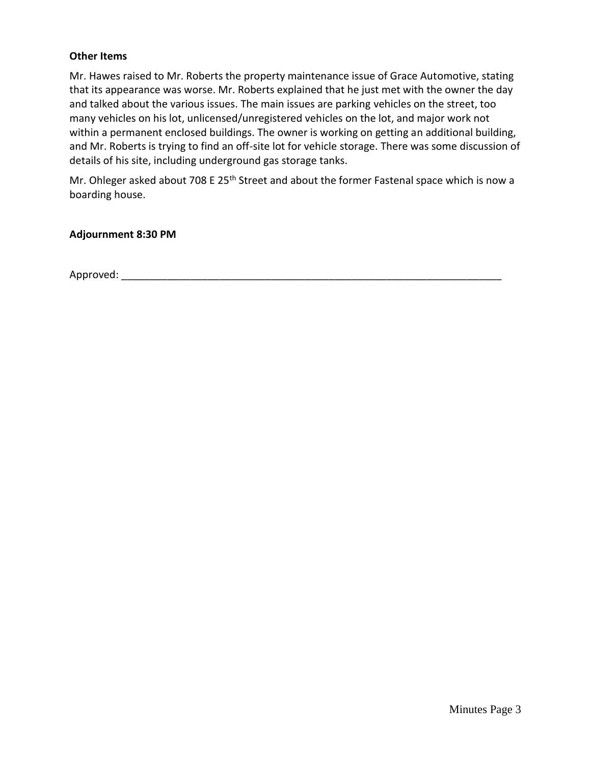**Other Items**

Mr. Hawes raised to Mr. Roberts the property maintenance issue of Grace Automotive, stating that its appearance was worse. Mr. Roberts explained that he just met with the owner the day and talked about the various issues. The main issues are parking vehicles on the street, too many vehicles on his lot, unlicensed/unregistered vehicles on the lot, and major work not within a permanent enclosed buildings. The owner is working on getting an additional building, and Mr. Roberts is trying to find an off-site lot for vehicle storage. There was some discussion of details of his site, including underground gas storage tanks.

Mr. Ohleger asked about 708 E 25th Street and about the former Fastenal space which is now a boarding house.

**Adjournment 8:30 PM**

Approved: ______________________________________________________________________